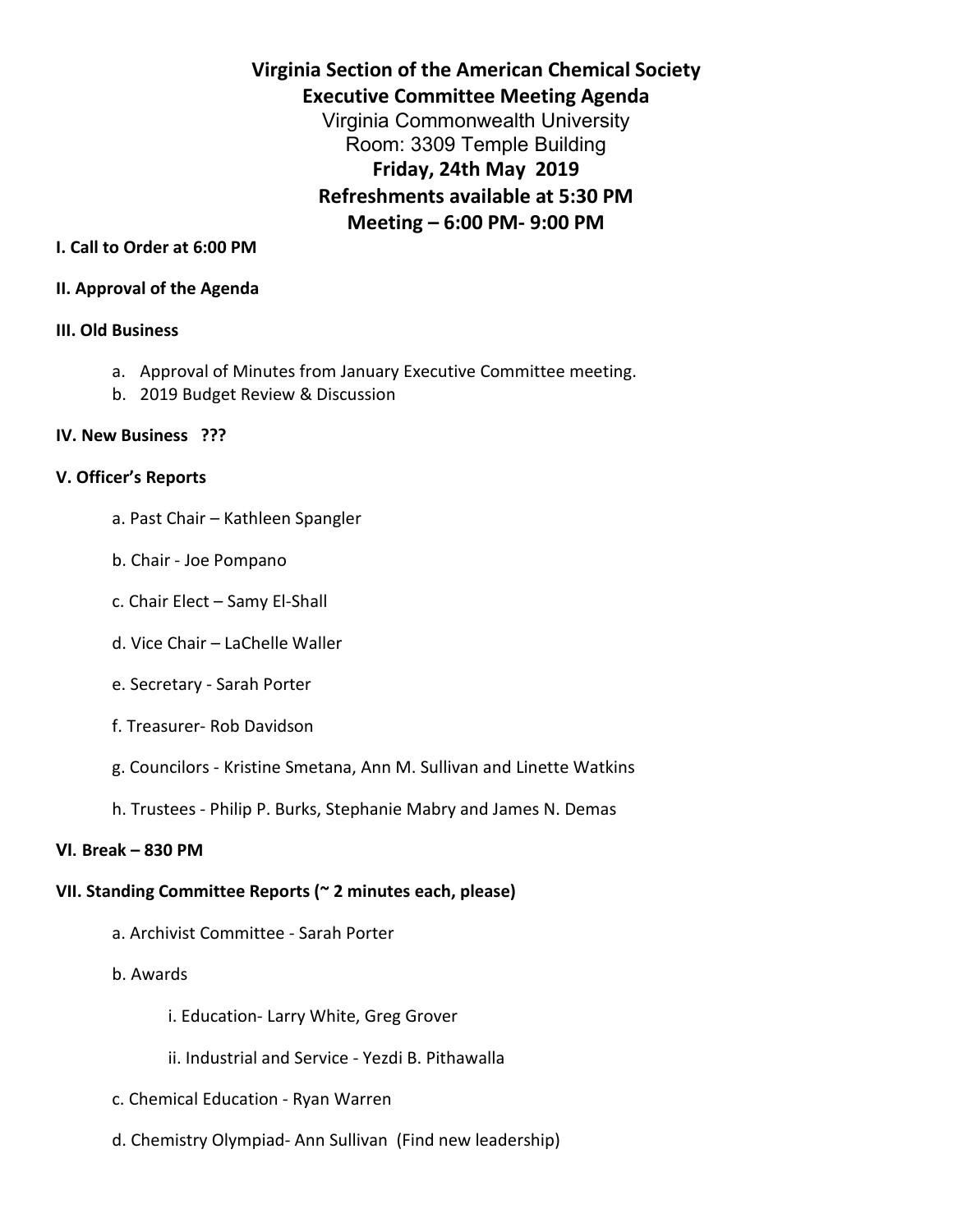# Virginia Section of the American Chemical Society
## Executive Committee Meeting Agenda

Virginia Commonwealth University
Room: 3309 Temple Building

**Friday, 24th May 2019**
**Refreshments available at 5:30 PM**
**Meeting – 6:00 PM- 9:00 PM**

**I. Call to Order at 6:00 PM**

**II. Approval of the Agenda**

**III. Old Business**

a. Approval of Minutes from January Executive Committee meeting.
b. 2019 Budget Review & Discussion

**IV. New Business ???**

**V. Officer's Reports**

a. Past Chair – Kathleen Spangler

b. Chair - Joe Pompano

c. Chair Elect – Samy El-Shall

d. Vice Chair – LaChelle Waller

e. Secretary - Sarah Porter

f. Treasurer- Rob Davidson

g. Councilors - Kristine Smetana, Ann M. Sullivan and Linette Watkins

h. Trustees - Philip P. Burks, Stephanie Mabry and James N. Demas

**VI. Break – 830 PM**

**VII. Standing Committee Reports (~ 2 minutes each, please)**

a. Archivist Committee - Sarah Porter

b. Awards

i. Education- Larry White, Greg Grover

ii. Industrial and Service - Yezdi B. Pithawalla

c. Chemical Education - Ryan Warren

d. Chemistry Olympiad- Ann Sullivan (Find new leadership)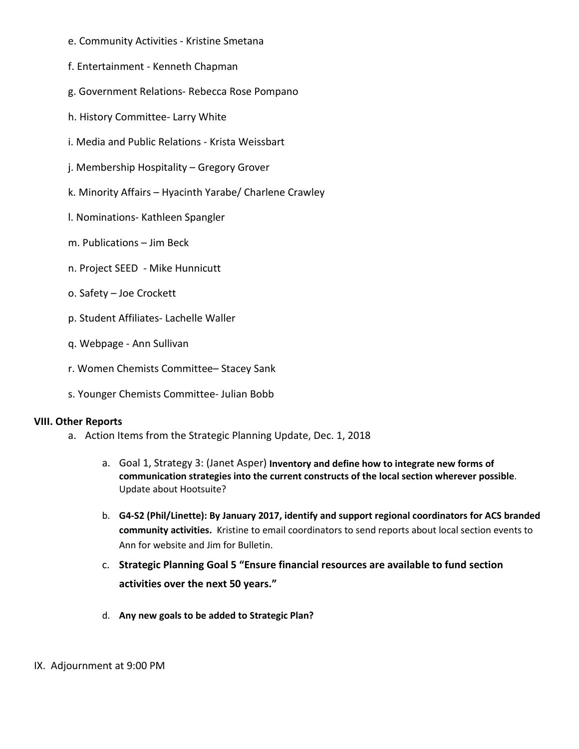e. Community Activities - Kristine Smetana

f. Entertainment - Kenneth Chapman

g. Government Relations- Rebecca Rose Pompano

h. History Committee- Larry White

i. Media and Public Relations - Krista Weissbart

j. Membership Hospitality – Gregory Grover

k. Minority Affairs – Hyacinth Yarabe/ Charlene Crawley

l. Nominations- Kathleen Spangler

m. Publications – Jim Beck

n. Project SEED - Mike Hunnicutt

o. Safety – Joe Crockett

p. Student Affiliates- Lachelle Waller

q. Webpage - Ann Sullivan

r. Women Chemists Committee– Stacey Sank

s. Younger Chemists Committee- Julian Bobb

**VIII. Other Reports**

a. Action Items from the Strategic Planning Update, Dec. 1, 2018

   a. Goal 1, Strategy 3: (Janet Asper) **Inventory and define how to integrate new forms of communication strategies into the current constructs of the local section wherever possible**. Update about Hootsuite?

   b. **G4-S2 (Phil/Linette): By January 2017, identify and support regional coordinators for ACS branded community activities.** Kristine to email coordinators to send reports about local section events to Ann for website and Jim for Bulletin.

   c. **Strategic Planning Goal 5 "Ensure financial resources are available to fund section activities over the next 50 years."**

   d. **Any new goals to be added to Strategic Plan?**

IX. Adjournment at 9:00 PM